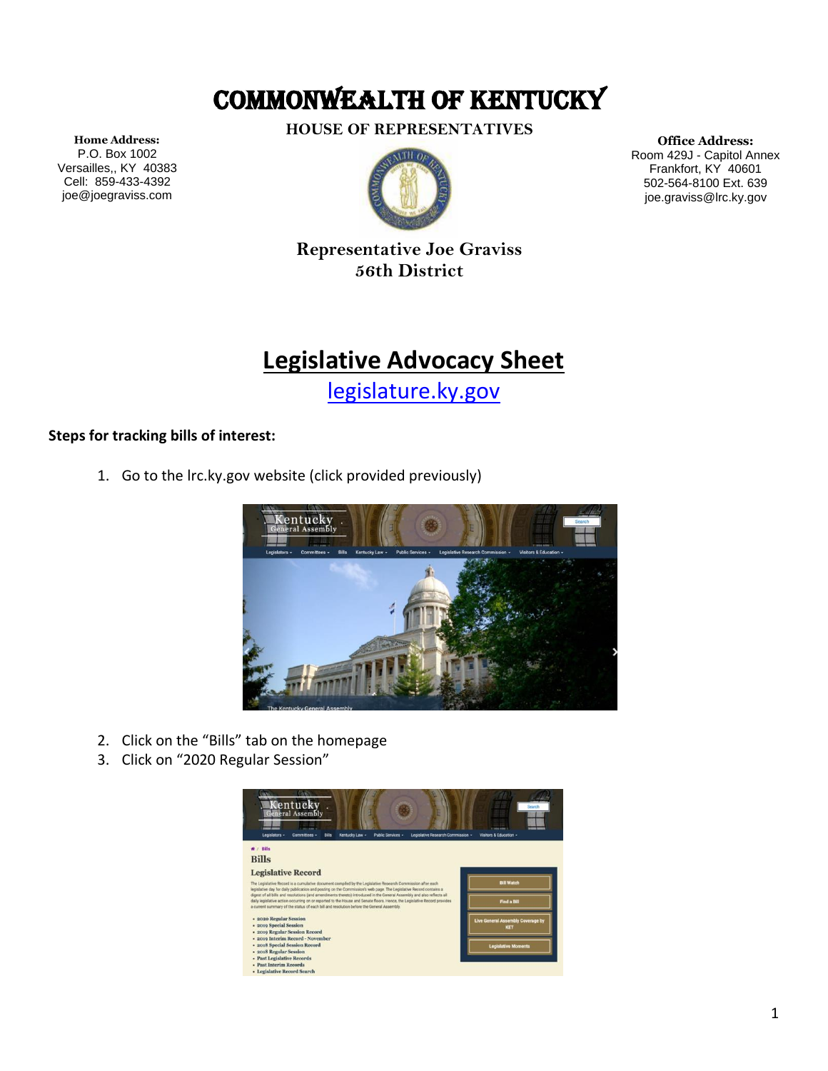# COMMONWEALTH OF KENTUCKY

**HOUSE OF REPRESENTATIVES**

**Home Address:**
P.O. Box 1002
Versailles,, KY 40383
Cell: 859-433-4392
joe@joegraviss.com

**Office Address:**
Room 429J - Capitol Annex
Frankfort, KY 40601
502-564-8100 Ext. 639
joe.graviss@lrc.ky.gov

**Representative Joe Graviss**
**56th District**

# Legislative Advocacy Sheet

legislature.ky.gov

**Steps for tracking bills of interest:**

1. Go to the lrc.ky.gov website (click provided previously)
2. Click on the "Bills" tab on the homepage
3. Click on "2020 Regular Session"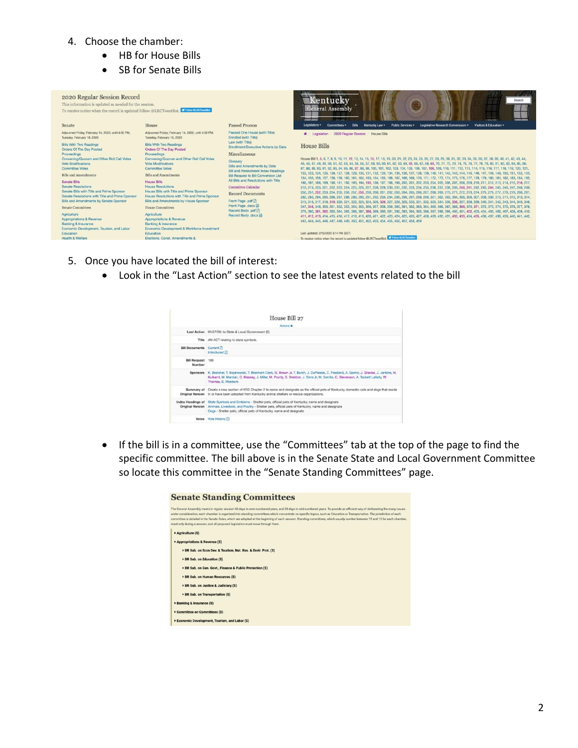4. Choose the chamber:
    - HB for House Bills
    - SB for Senate Bills

5. Once you have located the bill of interest:
    - Look in the "Last Action" section to see the latest events related to the bill
    - If the bill is in a committee, use the "Committees" tab at the top of the page to find the specific committee. The bill above is in the Senate State and Local Government Committee so locate this committee in the "Senate Standing Committees" page.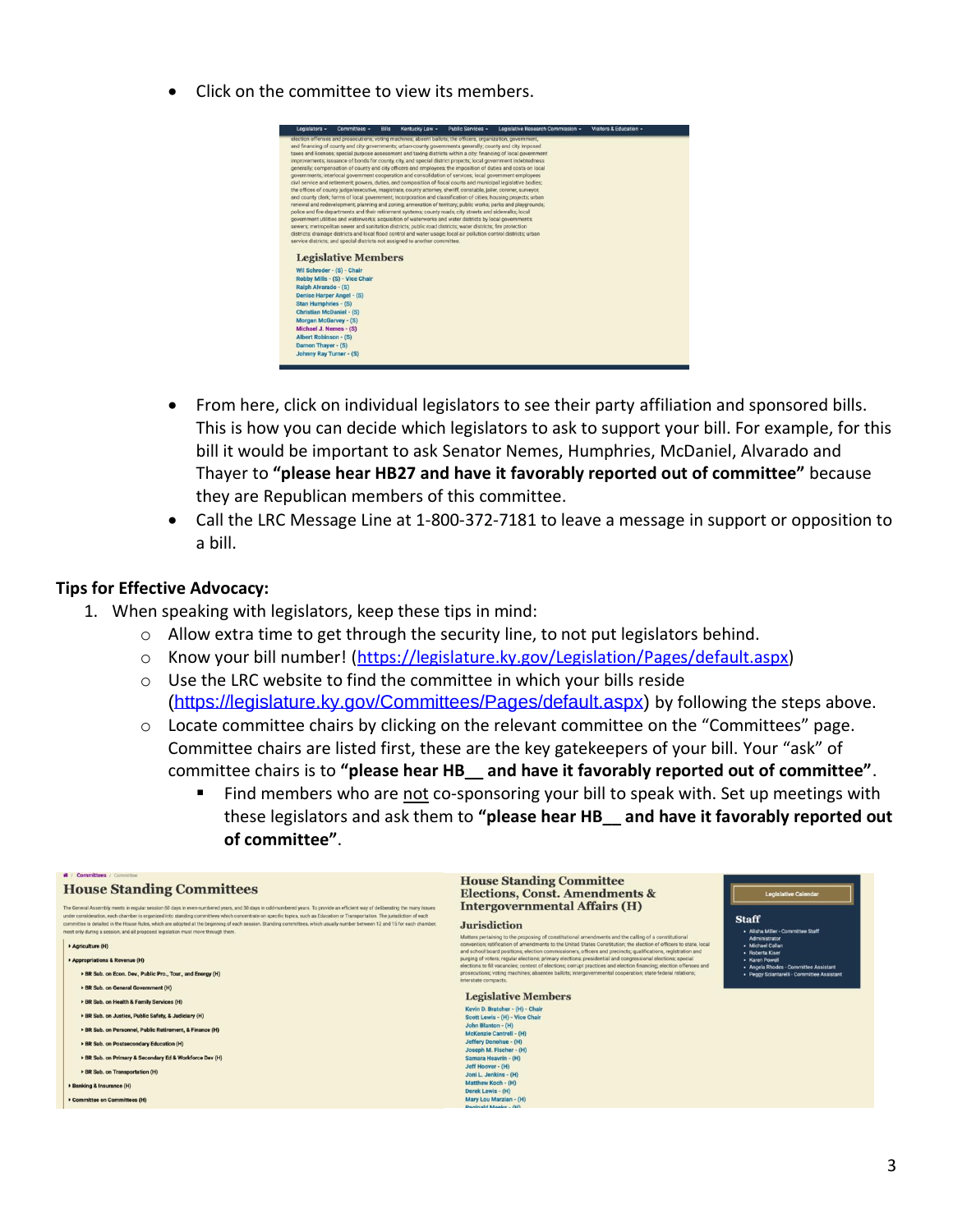- Click on the committee to view its members.

- From here, click on individual legislators to see their party affiliation and sponsored bills. This is how you can decide which legislators to ask to support your bill. For example, for this bill it would be important to ask Senator Nemes, Humphries, McDaniel, Alvarado and Thayer to **"please hear HB27 and have it favorably reported out of committee"** because they are Republican members of this committee.
- Call the LRC Message Line at 1-800-372-7181 to leave a message in support or opposition to a bill.

**Tips for Effective Advocacy:**

1. When speaking with legislators, keep these tips in mind:
   - Allow extra time to get through the security line, to not put legislators behind.
   - Know your bill number! (https://legislature.ky.gov/Legislation/Pages/default.aspx)
   - Use the LRC website to find the committee in which your bills reside (https://legislature.ky.gov/Committees/Pages/default.aspx) by following the steps above.
   - Locate committee chairs by clicking on the relevant committee on the "Committees" page. Committee chairs are listed first, these are the key gatekeepers of your bill. Your "ask" of committee chairs is to **"please hear HB__ and have it favorably reported out of committee"**.
     - Find members who are <u>not</u> co-sponsoring your bill to speak with. Set up meetings with these legislators and ask them to **"please hear HB__ and have it favorably reported out of committee"**.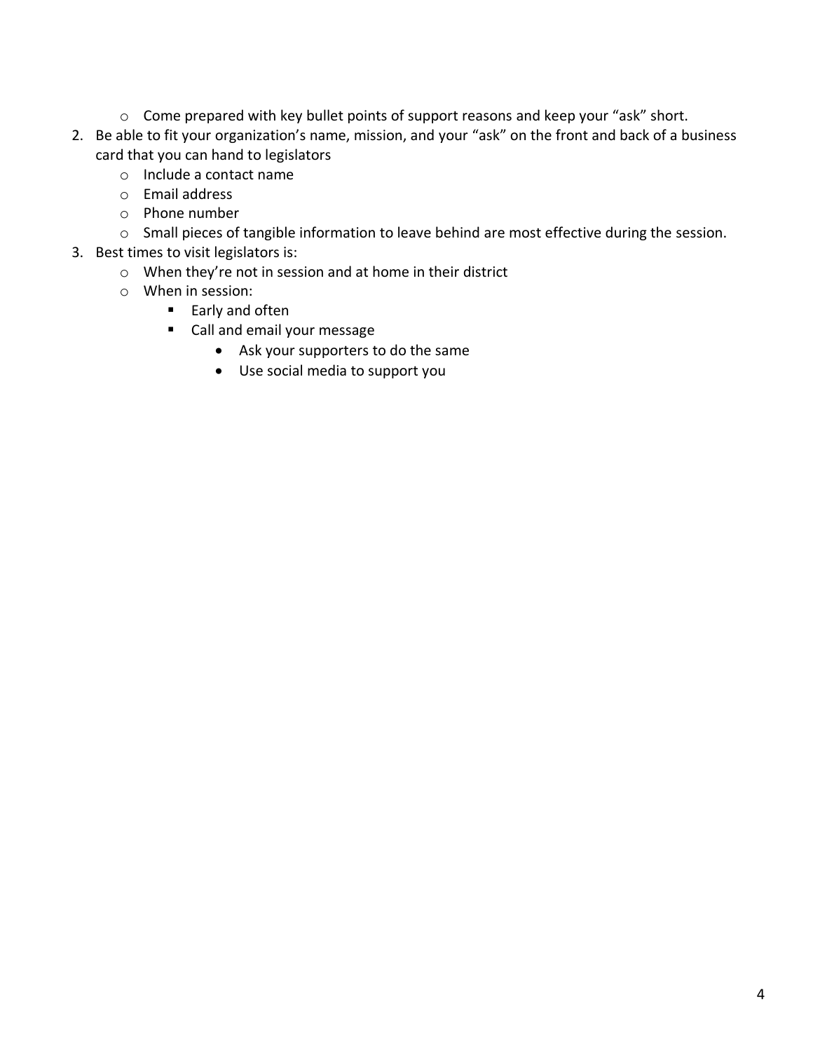- Come prepared with key bullet points of support reasons and keep your "ask" short.
2. Be able to fit your organization's name, mission, and your "ask" on the front and back of a business card that you can hand to legislators
   - Include a contact name
   - Email address
   - Phone number
   - Small pieces of tangible information to leave behind are most effective during the session.
3. Best times to visit legislators is:
   - When they're not in session and at home in their district
   - When in session:
     - Early and often
     - Call and email your message
       - Ask your supporters to do the same
       - Use social media to support you